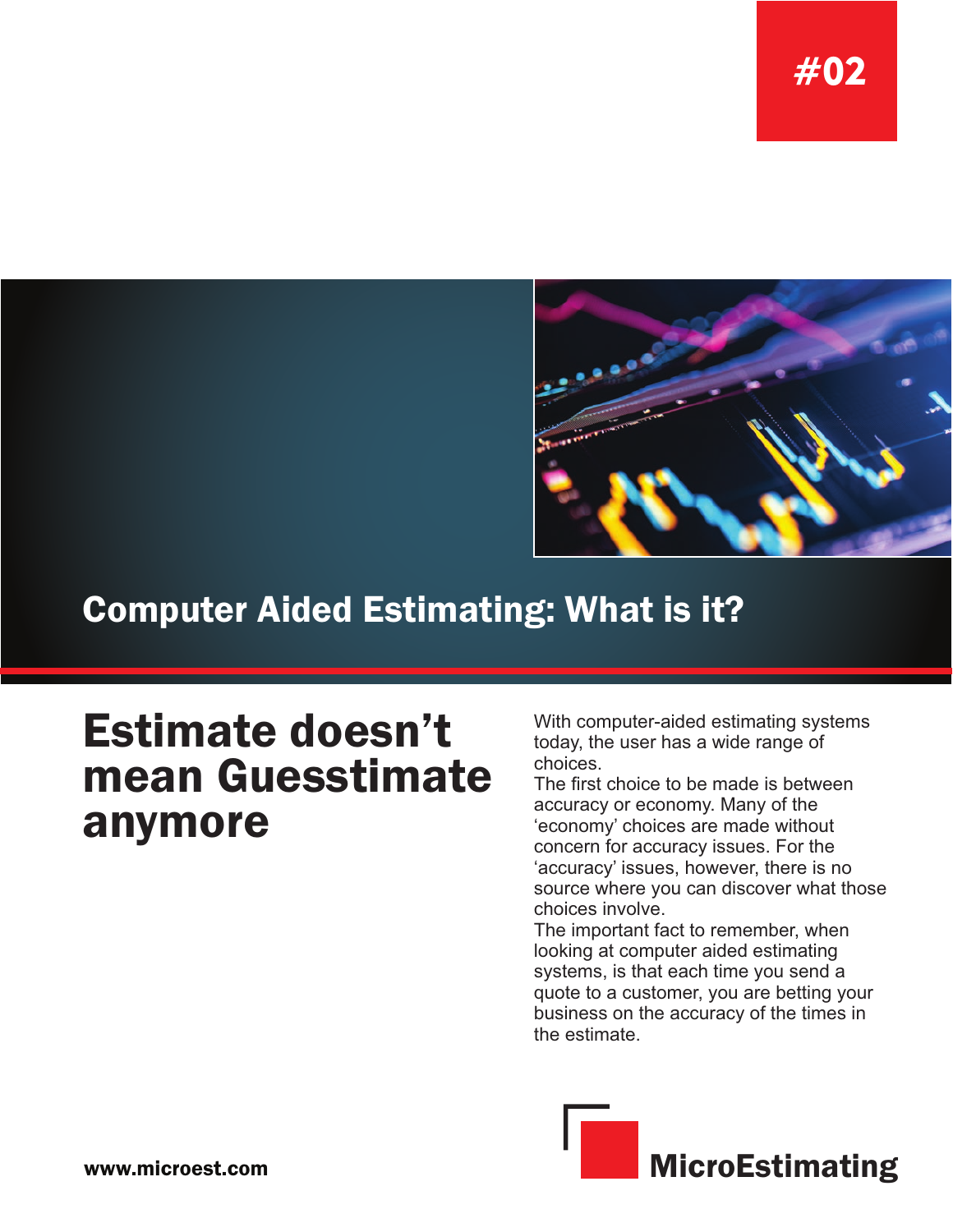#02

# Computer Aided Estimating: What is it?

## Estimate doesn’t mean Guesstimate anymore

With computer-aided estimating systems today, the user has a wide range of choices.

The first choice to be made is between accuracy or economy. Many of the ‘economy’ choices are made without concern for accuracy issues. For the ‘accuracy’ issues, however, there is no source where you can discover what those choices involve.

The important fact to remember, when looking at computer aided estimating systems, is that each time you send a quote to a customer, you are betting your business on the accuracy of the times in the estimate.

**www.microest.com**

**MicroEstimating**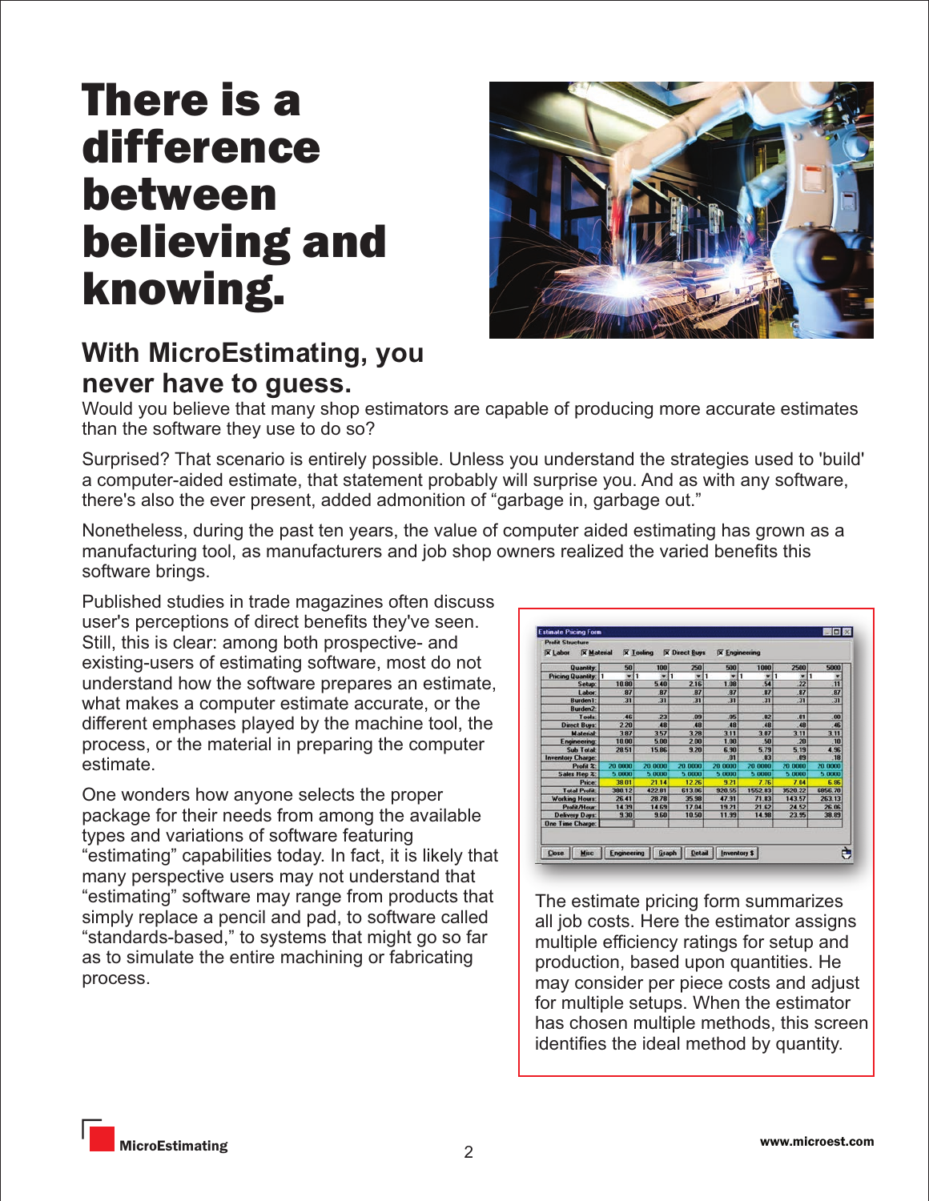# There is a difference between believing and knowing.

## With MicroEstimating, you never have to guess.

Would you believe that many shop estimators are capable of producing more accurate estimates than the software they use to do so?

Surprised? That scenario is entirely possible. Unless you understand the strategies used to 'build' a computer-aided estimate, that statement probably will surprise you. And as with any software, there's also the ever present, added admonition of “garbage in, garbage out.”

Nonetheless, during the past ten years, the value of computer aided estimating has grown as a manufacturing tool, as manufacturers and job shop owners realized the varied benefits this software brings.

Published studies in trade magazines often discuss user's perceptions of direct benefits they've seen. Still, this is clear: among both prospective- and existing-users of estimating software, most do not understand how the software prepares an estimate, what makes a computer estimate accurate, or the different emphases played by the machine tool, the process, or the material in preparing the computer estimate.

One wonders how anyone selects the proper package for their needs from among the available types and variations of software featuring “estimating” capabilities today. In fact, it is likely that many perspective users may not understand that “estimating” software may range from products that simply replace a pencil and pad, to software called “standards-based,” to systems that might go so far as to simulate the entire machining or fabricating process.

The estimate pricing form summarizes all job costs. Here the estimator assigns multiple efficiency ratings for setup and production, based upon quantities. He may consider per piece costs and adjust for multiple setups. When the estimator has chosen multiple methods, this screen identifies the ideal method by quantity.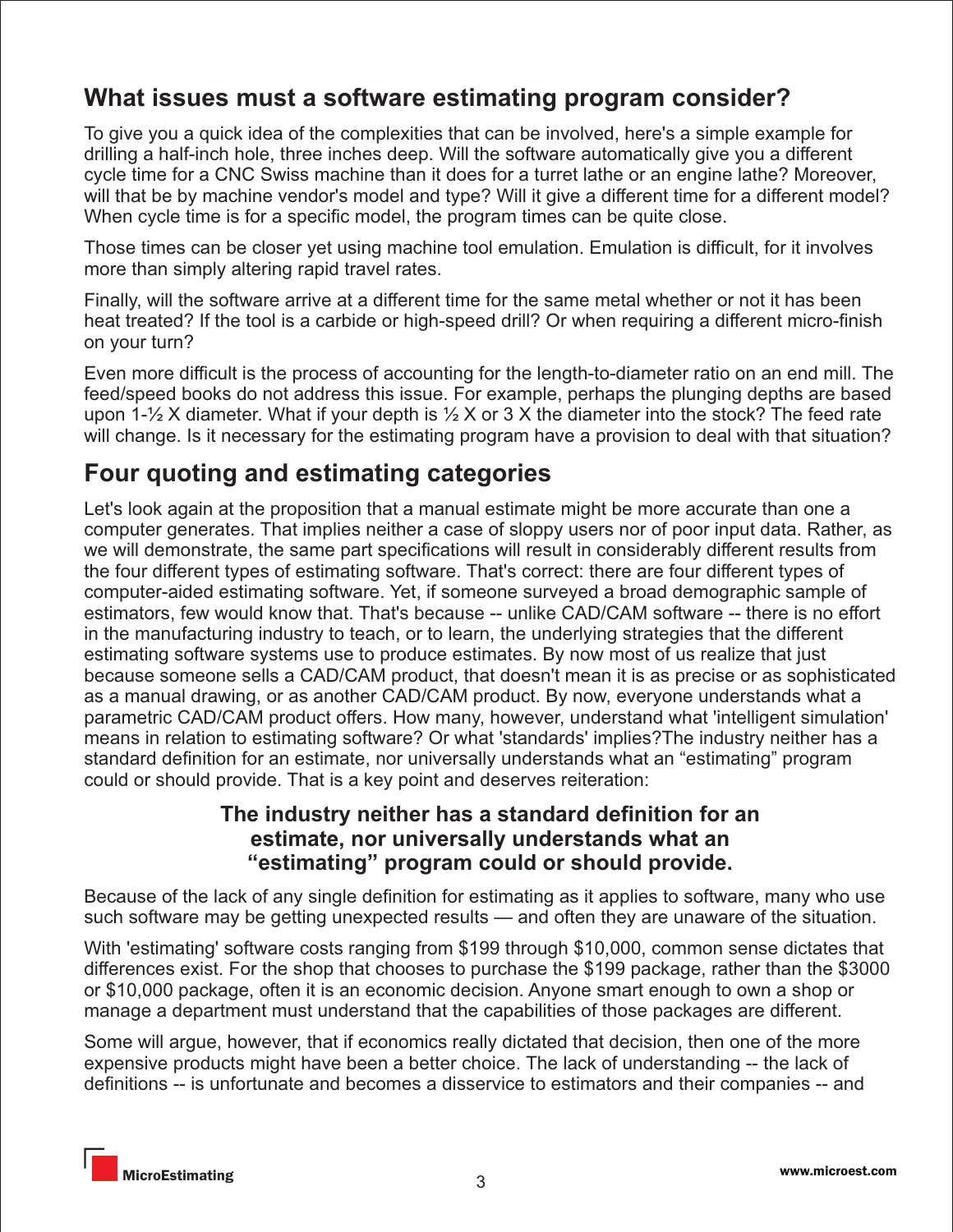## What issues must a software estimating program consider?

To give you a quick idea of the complexities that can be involved, here's a simple example for drilling a half-inch hole, three inches deep. Will the software automatically give you a different cycle time for a CNC Swiss machine than it does for a turret lathe or an engine lathe? Moreover, will that be by machine vendor's model and type? Will it give a different time for a different model? When cycle time is for a specific model, the program times can be quite close.

Those times can be closer yet using machine tool emulation. Emulation is difficult, for it involves more than simply altering rapid travel rates.

Finally, will the software arrive at a different time for the same metal whether or not it has been heat treated? If the tool is a carbide or high-speed drill? Or when requiring a different micro-finish on your turn?

Even more difficult is the process of accounting for the length-to-diameter ratio on an end mill. The feed/speed books do not address this issue. For example, perhaps the plunging depths are based upon 1-½ X diameter. What if your depth is ½ X or 3 X the diameter into the stock? The feed rate will change. Is it necessary for the estimating program have a provision to deal with that situation?

## Four quoting and estimating categories

Let's look again at the proposition that a manual estimate might be more accurate than one a computer generates. That implies neither a case of sloppy users nor of poor input data. Rather, as we will demonstrate, the same part specifications will result in considerably different results from the four different types of estimating software. That's correct: there are four different types of computer-aided estimating software. Yet, if someone surveyed a broad demographic sample of estimators, few would know that. That's because -- unlike CAD/CAM software -- there is no effort in the manufacturing industry to teach, or to learn, the underlying strategies that the different estimating software systems use to produce estimates. By now most of us realize that just because someone sells a CAD/CAM product, that doesn't mean it is as precise or as sophisticated as a manual drawing, or as another CAD/CAM product. By now, everyone understands what a parametric CAD/CAM product offers. How many, however, understand what 'intelligent simulation' means in relation to estimating software? Or what 'standards' implies?The industry neither has a standard definition for an estimate, nor universally understands what an “estimating” program could or should provide. That is a key point and deserves reiteration:

**The industry neither has a standard definition for an estimate, nor universally understands what an “estimating” program could or should provide.**

Because of the lack of any single definition for estimating as it applies to software, many who use such software may be getting unexpected results — and often they are unaware of the situation.

With 'estimating' software costs ranging from $199 through $10,000, common sense dictates that differences exist. For the shop that chooses to purchase the $199 package, rather than the $3000 or $10,000 package, often it is an economic decision. Anyone smart enough to own a shop or manage a department must understand that the capabilities of those packages are different.

Some will argue, however, that if economics really dictated that decision, then one of the more expensive products might have been a better choice. The lack of understanding -- the lack of definitions -- is unfortunate and becomes a disservice to estimators and their companies -- and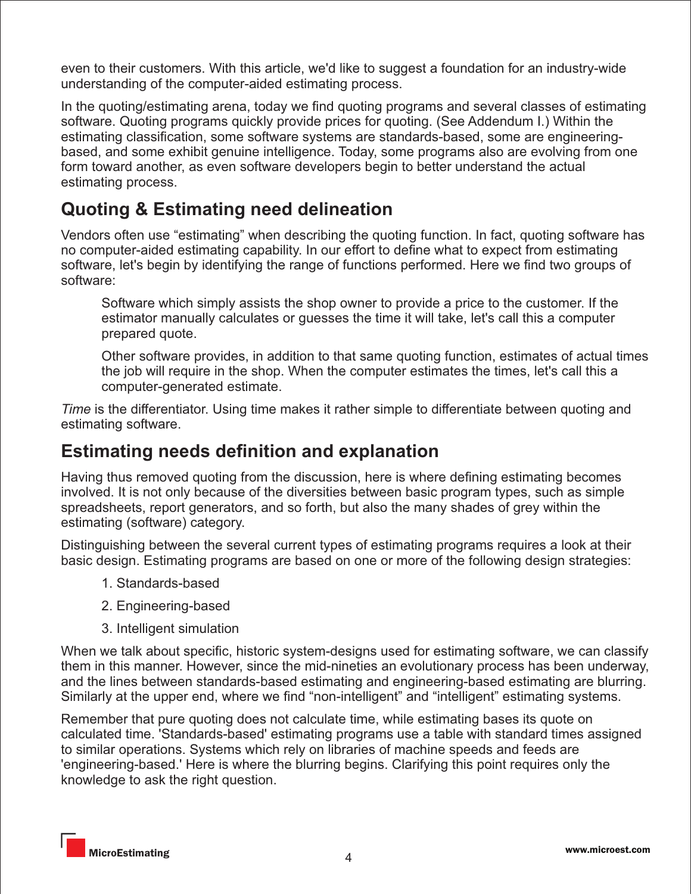even to their customers. With this article, we'd like to suggest a foundation for an industry-wide understanding of the computer-aided estimating process.

In the quoting/estimating arena, today we find quoting programs and several classes of estimating software. Quoting programs quickly provide prices for quoting. (See Addendum I.) Within the estimating classification, some software systems are standards-based, some are engineering-based, and some exhibit genuine intelligence. Today, some programs also are evolving from one form toward another, as even software developers begin to better understand the actual estimating process.

## Quoting & Estimating need delineation

Vendors often use "estimating" when describing the quoting function. In fact, quoting software has no computer-aided estimating capability. In our effort to define what to expect from estimating software, let's begin by identifying the range of functions performed. Here we find two groups of software:

> Software which simply assists the shop owner to provide a price to the customer. If the estimator manually calculates or guesses the time it will take, let's call this a computer prepared quote.
>
> Other software provides, in addition to that same quoting function, estimates of actual times the job will require in the shop. When the computer estimates the times, let's call this a computer-generated estimate.

*Time* is the differentiator. Using time makes it rather simple to differentiate between quoting and estimating software.

## Estimating needs definition and explanation

Having thus removed quoting from the discussion, here is where defining estimating becomes involved. It is not only because of the diversities between basic program types, such as simple spreadsheets, report generators, and so forth, but also the many shades of grey within the estimating (software) category.

Distinguishing between the several current types of estimating programs requires a look at their basic design. Estimating programs are based on one or more of the following design strategies:

1. Standards-based
2. Engineering-based
3. Intelligent simulation

When we talk about specific, historic system-designs used for estimating software, we can classify them in this manner. However, since the mid-nineties an evolutionary process has been underway, and the lines between standards-based estimating and engineering-based estimating are blurring. Similarly at the upper end, where we find "non-intelligent" and "intelligent" estimating systems.

Remember that pure quoting does not calculate time, while estimating bases its quote on calculated time. 'Standards-based' estimating programs use a table with standard times assigned to similar operations. Systems which rely on libraries of machine speeds and feeds are 'engineering-based.' Here is where the blurring begins. Clarifying this point requires only the knowledge to ask the right question.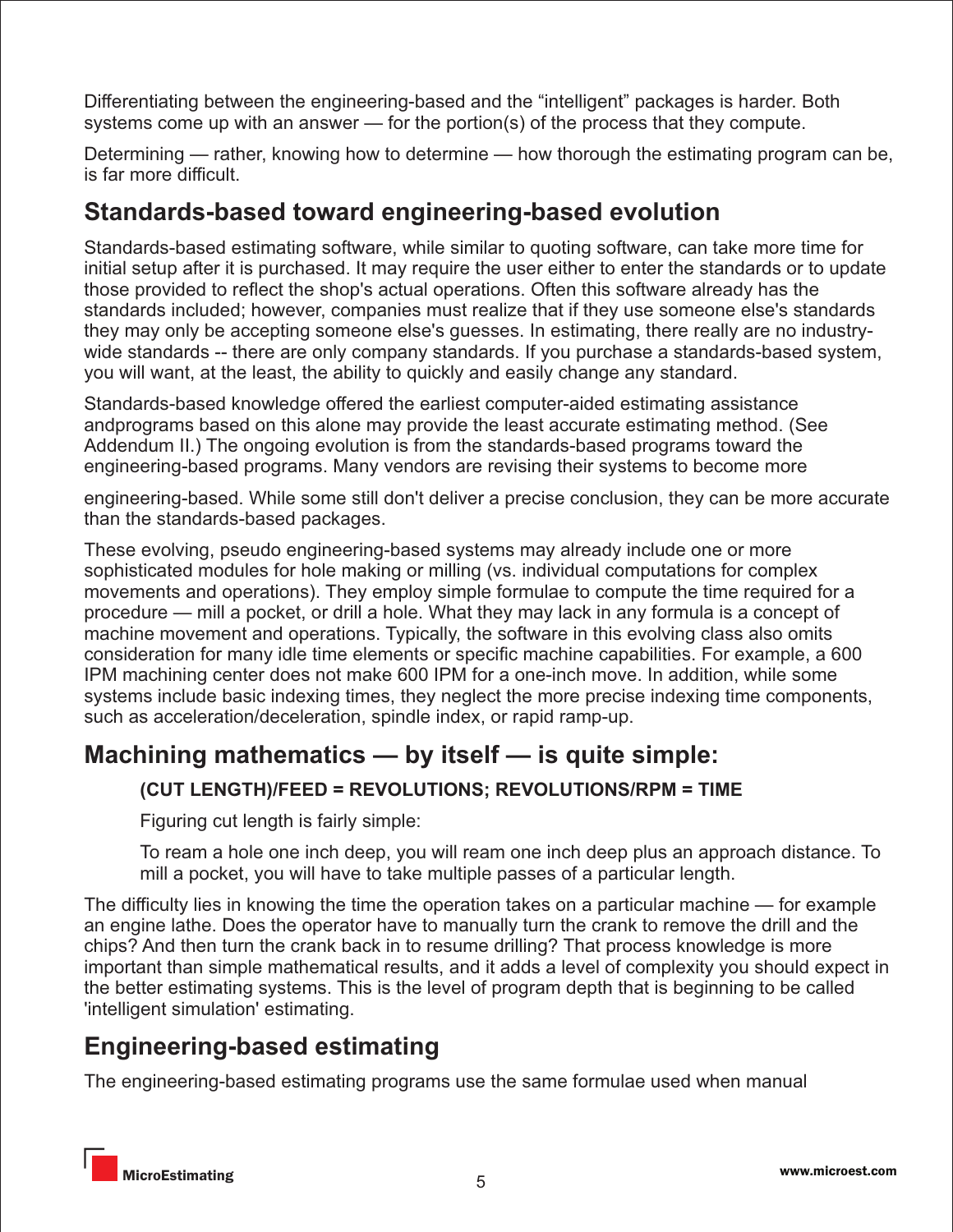Differentiating between the engineering-based and the “intelligent” packages is harder. Both systems come up with an answer — for the portion(s) of the process that they compute.

Determining — rather, knowing how to determine — how thorough the estimating program can be, is far more difficult.

## Standards-based toward engineering-based evolution

Standards-based estimating software, while similar to quoting software, can take more time for initial setup after it is purchased. It may require the user either to enter the standards or to update those provided to reflect the shop's actual operations. Often this software already has the standards included; however, companies must realize that if they use someone else's standards they may only be accepting someone else's guesses. In estimating, there really are no industry-wide standards -- there are only company standards. If you purchase a standards-based system, you will want, at the least, the ability to quickly and easily change any standard.

Standards-based knowledge offered the earliest computer-aided estimating assistance andprograms based on this alone may provide the least accurate estimating method. (See Addendum II.) The ongoing evolution is from the standards-based programs toward the engineering-based programs. Many vendors are revising their systems to become more engineering-based. While some still don't deliver a precise conclusion, they can be more accurate than the standards-based packages.

These evolving, pseudo engineering-based systems may already include one or more sophisticated modules for hole making or milling (vs. individual computations for complex movements and operations). They employ simple formulae to compute the time required for a procedure — mill a pocket, or drill a hole. What they may lack in any formula is a concept of machine movement and operations. Typically, the software in this evolving class also omits consideration for many idle time elements or specific machine capabilities. For example, a 600 IPM machining center does not make 600 IPM for a one-inch move. In addition, while some systems include basic indexing times, they neglect the more precise indexing time components, such as acceleration/deceleration, spindle index, or rapid ramp-up.

## Machining mathematics — by itself — is quite simple:

> **(CUT LENGTH)/FEED = REVOLUTIONS; REVOLUTIONS/RPM = TIME**
>
> Figuring cut length is fairly simple:
>
> To ream a hole one inch deep, you will ream one inch deep plus an approach distance. To mill a pocket, you will have to take multiple passes of a particular length.

The difficulty lies in knowing the time the operation takes on a particular machine — for example an engine lathe. Does the operator have to manually turn the crank to remove the drill and the chips? And then turn the crank back in to resume drilling? That process knowledge is more important than simple mathematical results, and it adds a level of complexity you should expect in the better estimating systems. This is the level of program depth that is beginning to be called 'intelligent simulation' estimating.

## Engineering-based estimating

The engineering-based estimating programs use the same formulae used when manual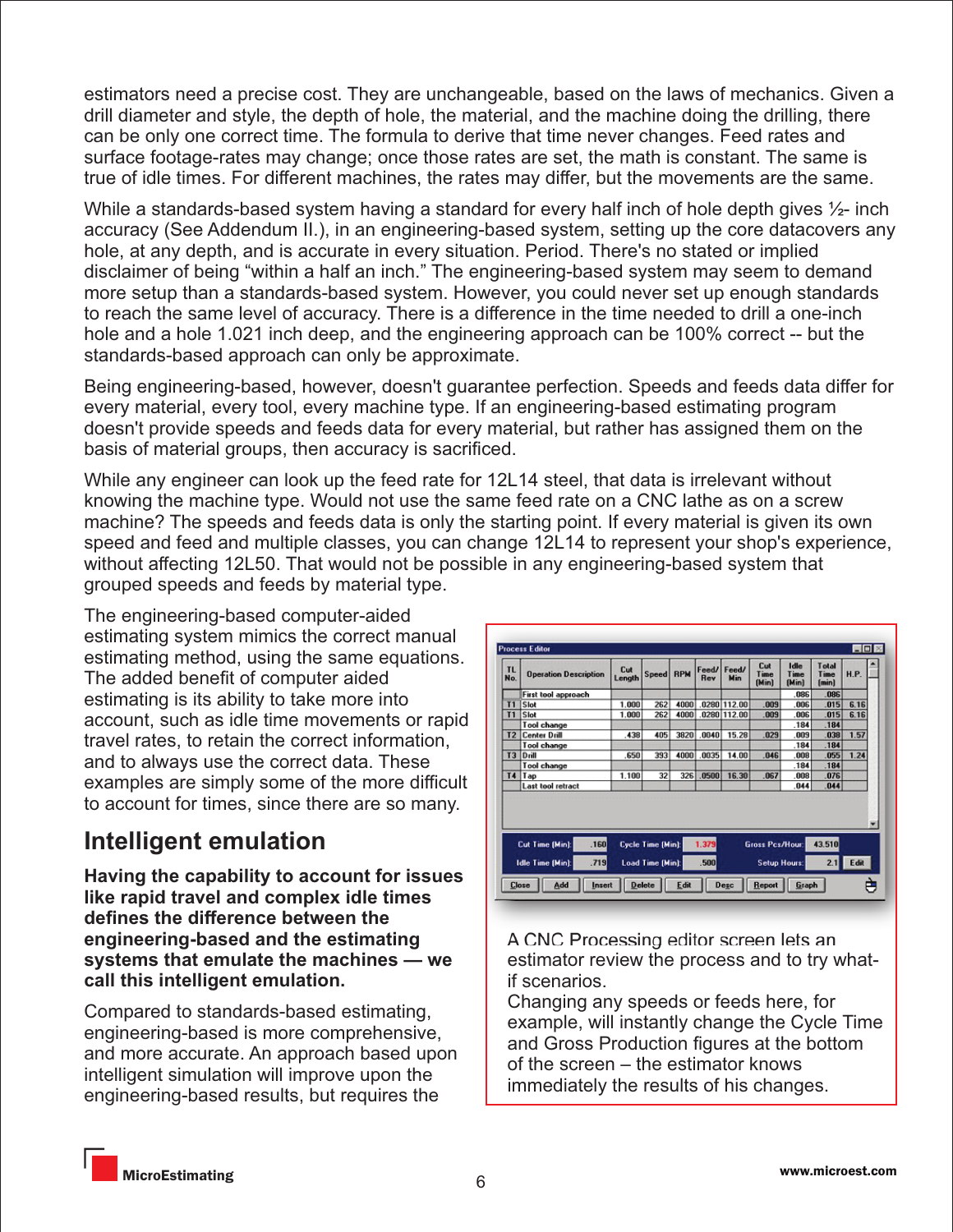estimators need a precise cost. They are unchangeable, based on the laws of mechanics. Given a drill diameter and style, the depth of hole, the material, and the machine doing the drilling, there can be only one correct time. The formula to derive that time never changes. Feed rates and surface footage-rates may change; once those rates are set, the math is constant. The same is true of idle times. For different machines, the rates may differ, but the movements are the same.

While a standards-based system having a standard for every half inch of hole depth gives ½- inch accuracy (See Addendum II.), in an engineering-based system, setting up the core datacovers any hole, at any depth, and is accurate in every situation. Period. There's no stated or implied disclaimer of being "within a half an inch." The engineering-based system may seem to demand more setup than a standards-based system. However, you could never set up enough standards to reach the same level of accuracy. There is a difference in the time needed to drill a one-inch hole and a hole 1.021 inch deep, and the engineering approach can be 100% correct -- but the standards-based approach can only be approximate.

Being engineering-based, however, doesn't guarantee perfection. Speeds and feeds data differ for every material, every tool, every machine type. If an engineering-based estimating program doesn't provide speeds and feeds data for every material, but rather has assigned them on the basis of material groups, then accuracy is sacrificed.

While any engineer can look up the feed rate for 12L14 steel, that data is irrelevant without knowing the machine type. Would not use the same feed rate on a CNC lathe as on a screw machine? The speeds and feeds data is only the starting point. If every material is given its own speed and feed and multiple classes, you can change 12L14 to represent your shop's experience, without affecting 12L50. That would not be possible in any engineering-based system that grouped speeds and feeds by material type.

The engineering-based computer-aided estimating system mimics the correct manual estimating method, using the same equations. The added benefit of computer aided estimating is its ability to take more into account, such as idle time movements or rapid travel rates, to retain the correct information, and to always use the correct data. These examples are simply some of the more difficult to account for times, since there are so many.

## Intelligent emulation

**Having the capability to account for issues like rapid travel and complex idle times defines the difference between the engineering-based and the estimating systems that emulate the machines — we call this intelligent emulation.**

Compared to standards-based estimating, engineering-based is more comprehensive, and more accurate. An approach based upon intelligent simulation will improve upon the engineering-based results, but requires the

**Process Editor**

| TL No. | Operation Description | Cut Length | Speed | RPM | Feed/Rev | Feed/Min | Cut Time (Min) | Idle Time (Min) | Total Time (min) | H.P. |
|---|---|---|---|---|---|---|---|---|---|---|
| | First tool approach | | | | | | | .086 | .086 | |
| T1 | Slot | 1.000 | 262 | 4000 | .0280 | 112.00 | .009 | .006 | .015 | 6.16 |
| T1 | Slot | 1.000 | 262 | 4000 | .0280 | 112.00 | .009 | .006 | .015 | 6.16 |
| | Tool change | | | | | | | .184 | .184 | |
| T2 | Center Drill | .438 | 405 | 3820 | .0040 | 15.28 | .029 | .009 | .038 | 1.57 |
| | Tool change | | | | | | | .184 | .184 | |
| T3 | Drill | .650 | 393 | 4000 | .0035 | 14.00 | .046 | .008 | .055 | 1.24 |
| | Tool change | | | | | | | .184 | .184 | |
| T4 | Tap | 1.100 | 32 | 326 | .0500 | 16.30 | .067 | .008 | .076 | |
| | Last tool retract | | | | | | | .044 | .044 | |

Cut Time (Min): .160 — Cycle Time (Min): 1.379 — Gross Pcs/Hour: 43.510
Idle Time (Min): .719 — Load Time (Min): .500 — Setup Hours: 2.1

A CNC Processing editor screen lets an estimator review the process and to try what-if scenarios.
Changing any speeds or feeds here, for example, will instantly change the Cycle Time and Gross Production figures at the bottom of the screen – the estimator knows immediately the results of his changes.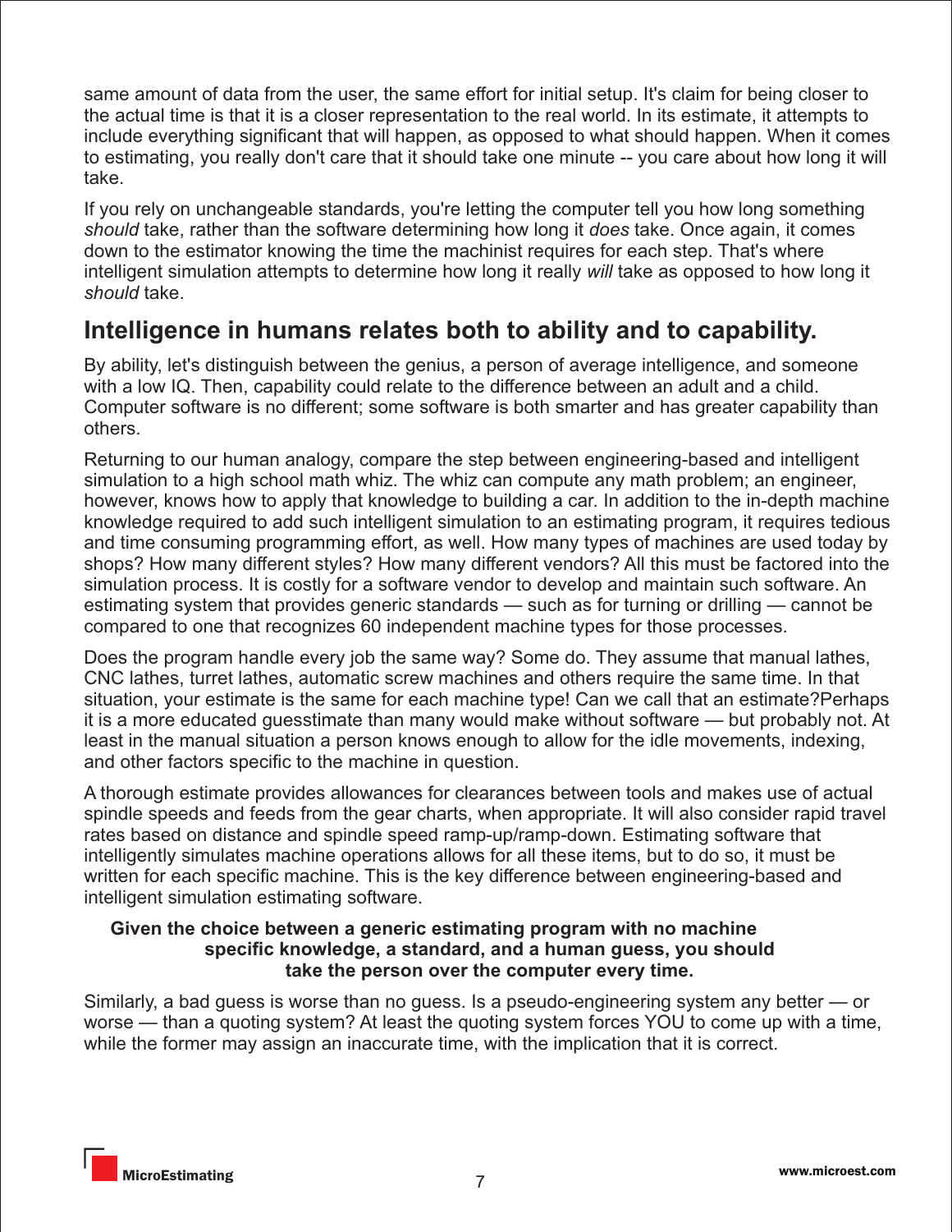same amount of data from the user, the same effort for initial setup. It's claim for being closer to the actual time is that it is a closer representation to the real world. In its estimate, it attempts to include everything significant that will happen, as opposed to what should happen. When it comes to estimating, you really don't care that it should take one minute -- you care about how long it will take.

If you rely on unchangeable standards, you're letting the computer tell you how long something *should* take, rather than the software determining how long it *does* take. Once again, it comes down to the estimator knowing the time the machinist requires for each step. That's where intelligent simulation attempts to determine how long it really *will* take as opposed to how long it *should* take.

## Intelligence in humans relates both to ability and to capability.

By ability, let's distinguish between the genius, a person of average intelligence, and someone with a low IQ. Then, capability could relate to the difference between an adult and a child. Computer software is no different; some software is both smarter and has greater capability than others.

Returning to our human analogy, compare the step between engineering-based and intelligent simulation to a high school math whiz. The whiz can compute any math problem; an engineer, however, knows how to apply that knowledge to building a car. In addition to the in-depth machine knowledge required to add such intelligent simulation to an estimating program, it requires tedious and time consuming programming effort, as well. How many types of machines are used today by shops? How many different styles? How many different vendors? All this must be factored into the simulation process. It is costly for a software vendor to develop and maintain such software. An estimating system that provides generic standards — such as for turning or drilling — cannot be compared to one that recognizes 60 independent machine types for those processes.

Does the program handle every job the same way? Some do. They assume that manual lathes, CNC lathes, turret lathes, automatic screw machines and others require the same time. In that situation, your estimate is the same for each machine type! Can we call that an estimate?Perhaps it is a more educated guesstimate than many would make without software — but probably not. At least in the manual situation a person knows enough to allow for the idle movements, indexing, and other factors specific to the machine in question.

A thorough estimate provides allowances for clearances between tools and makes use of actual spindle speeds and feeds from the gear charts, when appropriate. It will also consider rapid travel rates based on distance and spindle speed ramp-up/ramp-down. Estimating software that intelligently simulates machine operations allows for all these items, but to do so, it must be written for each specific machine. This is the key difference between engineering-based and intelligent simulation estimating software.

**Given the choice between a generic estimating program with no machine specific knowledge, a standard, and a human guess, you should take the person over the computer every time.**

Similarly, a bad guess is worse than no guess. Is a pseudo-engineering system any better — or worse — than a quoting system? At least the quoting system forces YOU to come up with a time, while the former may assign an inaccurate time, with the implication that it is correct.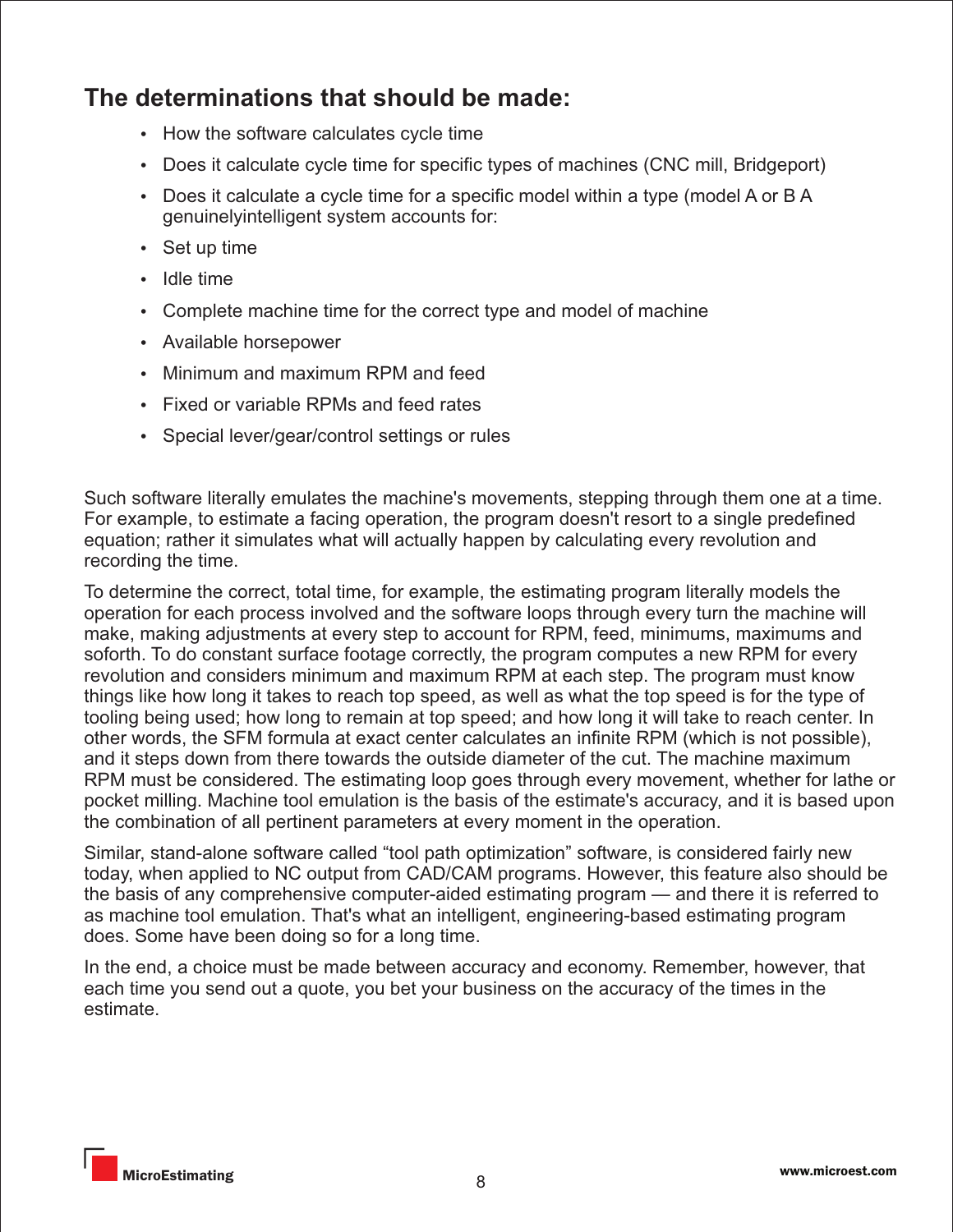## The determinations that should be made:

- How the software calculates cycle time
- Does it calculate cycle time for specific types of machines (CNC mill, Bridgeport)
- Does it calculate a cycle time for a specific model within a type (model A or B A genuinelyintelligent system accounts for:
- Set up time
- Idle time
- Complete machine time for the correct type and model of machine
- Available horsepower
- Minimum and maximum RPM and feed
- Fixed or variable RPMs and feed rates
- Special lever/gear/control settings or rules

Such software literally emulates the machine's movements, stepping through them one at a time. For example, to estimate a facing operation, the program doesn't resort to a single predefined equation; rather it simulates what will actually happen by calculating every revolution and recording the time.

To determine the correct, total time, for example, the estimating program literally models the operation for each process involved and the software loops through every turn the machine will make, making adjustments at every step to account for RPM, feed, minimums, maximums and soforth. To do constant surface footage correctly, the program computes a new RPM for every revolution and considers minimum and maximum RPM at each step. The program must know things like how long it takes to reach top speed, as well as what the top speed is for the type of tooling being used; how long to remain at top speed; and how long it will take to reach center. In other words, the SFM formula at exact center calculates an infinite RPM (which is not possible), and it steps down from there towards the outside diameter of the cut. The machine maximum RPM must be considered. The estimating loop goes through every movement, whether for lathe or pocket milling. Machine tool emulation is the basis of the estimate's accuracy, and it is based upon the combination of all pertinent parameters at every moment in the operation.

Similar, stand-alone software called “tool path optimization” software, is considered fairly new today, when applied to NC output from CAD/CAM programs. However, this feature also should be the basis of any comprehensive computer-aided estimating program — and there it is referred to as machine tool emulation. That's what an intelligent, engineering-based estimating program does. Some have been doing so for a long time.

In the end, a choice must be made between accuracy and economy. Remember, however, that each time you send out a quote, you bet your business on the accuracy of the times in the estimate.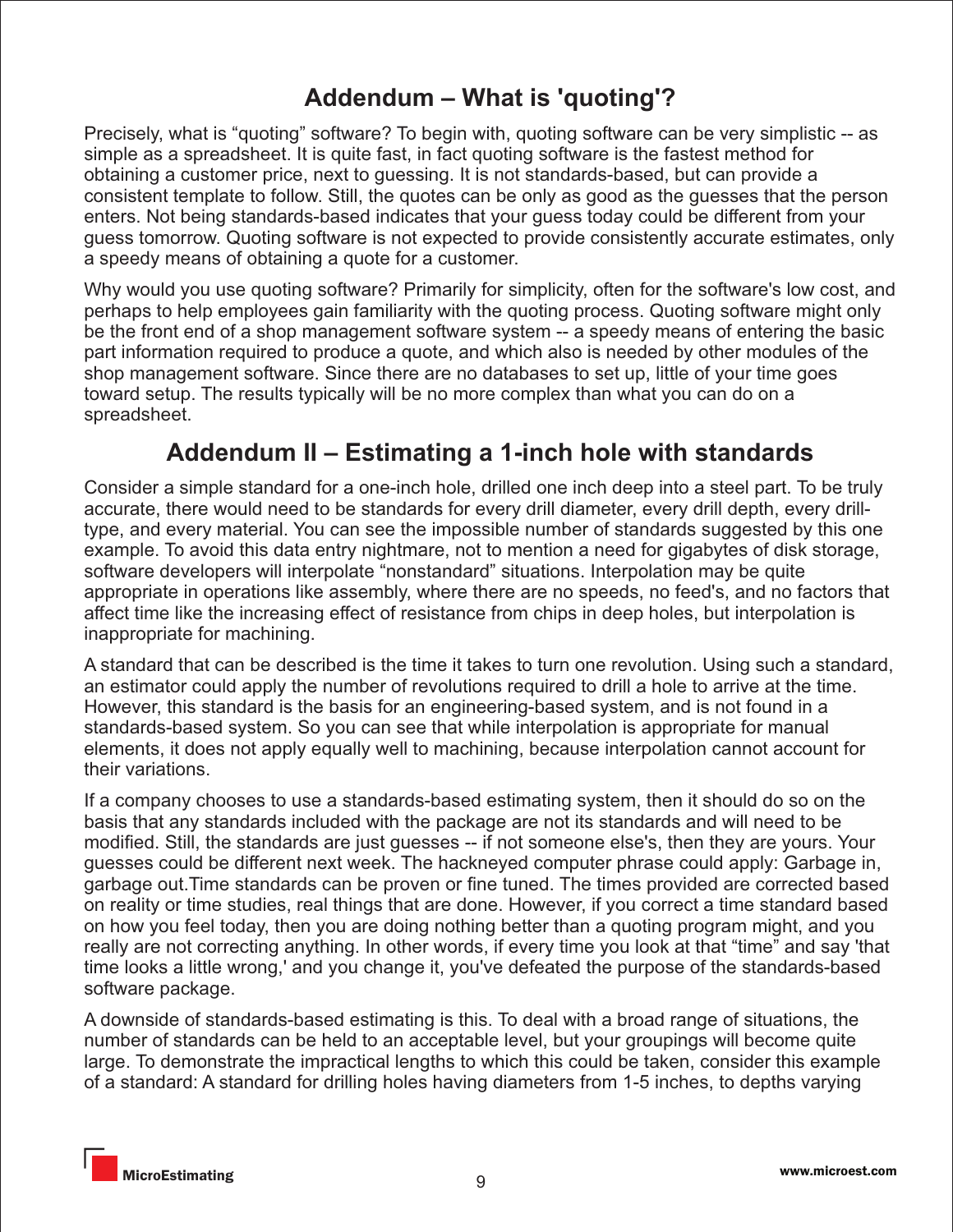## Addendum – What is 'quoting'?

Precisely, what is “quoting” software? To begin with, quoting software can be very simplistic -- as simple as a spreadsheet. It is quite fast, in fact quoting software is the fastest method for obtaining a customer price, next to guessing. It is not standards-based, but can provide a consistent template to follow. Still, the quotes can be only as good as the guesses that the person enters. Not being standards-based indicates that your guess today could be different from your guess tomorrow. Quoting software is not expected to provide consistently accurate estimates, only a speedy means of obtaining a quote for a customer.

Why would you use quoting software? Primarily for simplicity, often for the software's low cost, and perhaps to help employees gain familiarity with the quoting process. Quoting software might only be the front end of a shop management software system -- a speedy means of entering the basic part information required to produce a quote, and which also is needed by other modules of the shop management software. Since there are no databases to set up, little of your time goes toward setup. The results typically will be no more complex than what you can do on a spreadsheet.

## Addendum II – Estimating a 1-inch hole with standards

Consider a simple standard for a one-inch hole, drilled one inch deep into a steel part. To be truly accurate, there would need to be standards for every drill diameter, every drill depth, every drill-type, and every material. You can see the impossible number of standards suggested by this one example. To avoid this data entry nightmare, not to mention a need for gigabytes of disk storage, software developers will interpolate “nonstandard” situations. Interpolation may be quite appropriate in operations like assembly, where there are no speeds, no feed's, and no factors that affect time like the increasing effect of resistance from chips in deep holes, but interpolation is inappropriate for machining.

A standard that can be described is the time it takes to turn one revolution. Using such a standard, an estimator could apply the number of revolutions required to drill a hole to arrive at the time. However, this standard is the basis for an engineering-based system, and is not found in a standards-based system. So you can see that while interpolation is appropriate for manual elements, it does not apply equally well to machining, because interpolation cannot account for their variations.

If a company chooses to use a standards-based estimating system, then it should do so on the basis that any standards included with the package are not its standards and will need to be modified. Still, the standards are just guesses -- if not someone else's, then they are yours. Your guesses could be different next week. The hackneyed computer phrase could apply: Garbage in, garbage out.Time standards can be proven or fine tuned. The times provided are corrected based on reality or time studies, real things that are done. However, if you correct a time standard based on how you feel today, then you are doing nothing better than a quoting program might, and you really are not correcting anything. In other words, if every time you look at that “time” and say 'that time looks a little wrong,' and you change it, you've defeated the purpose of the standards-based software package.

A downside of standards-based estimating is this. To deal with a broad range of situations, the number of standards can be held to an acceptable level, but your groupings will become quite large. To demonstrate the impractical lengths to which this could be taken, consider this example of a standard: A standard for drilling holes having diameters from 1-5 inches, to depths varying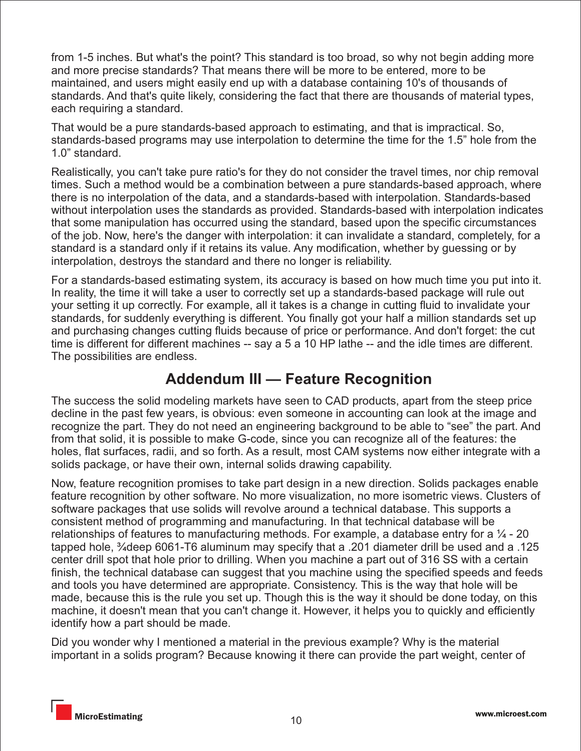from 1-5 inches. But what's the point? This standard is too broad, so why not begin adding more and more precise standards? That means there will be more to be entered, more to be maintained, and users might easily end up with a database containing 10's of thousands of standards. And that's quite likely, considering the fact that there are thousands of material types, each requiring a standard.

That would be a pure standards-based approach to estimating, and that is impractical. So, standards-based programs may use interpolation to determine the time for the 1.5" hole from the 1.0" standard.

Realistically, you can't take pure ratio's for they do not consider the travel times, nor chip removal times. Such a method would be a combination between a pure standards-based approach, where there is no interpolation of the data, and a standards-based with interpolation. Standards-based without interpolation uses the standards as provided. Standards-based with interpolation indicates that some manipulation has occurred using the standard, based upon the specific circumstances of the job. Now, here's the danger with interpolation: it can invalidate a standard, completely, for a standard is a standard only if it retains its value. Any modification, whether by guessing or by interpolation, destroys the standard and there no longer is reliability.

For a standards-based estimating system, its accuracy is based on how much time you put into it. In reality, the time it will take a user to correctly set up a standards-based package will rule out your setting it up correctly. For example, all it takes is a change in cutting fluid to invalidate your standards, for suddenly everything is different. You finally got your half a million standards set up and purchasing changes cutting fluids because of price or performance. And don't forget: the cut time is different for different machines -- say a 5 a 10 HP lathe -- and the idle times are different. The possibilities are endless.

## Addendum III — Feature Recognition

The success the solid modeling markets have seen to CAD products, apart from the steep price decline in the past few years, is obvious: even someone in accounting can look at the image and recognize the part. They do not need an engineering background to be able to "see" the part. And from that solid, it is possible to make G-code, since you can recognize all of the features: the holes, flat surfaces, radii, and so forth. As a result, most CAM systems now either integrate with a solids package, or have their own, internal solids drawing capability.

Now, feature recognition promises to take part design in a new direction. Solids packages enable feature recognition by other software. No more visualization, no more isometric views. Clusters of software packages that use solids will revolve around a technical database. This supports a consistent method of programming and manufacturing. In that technical database will be relationships of features to manufacturing methods. For example, a database entry for a ¼ - 20 tapped hole, ¾deep 6061-T6 aluminum may specify that a .201 diameter drill be used and a .125 center drill spot that hole prior to drilling. When you machine a part out of 316 SS with a certain finish, the technical database can suggest that you machine using the specified speeds and feeds and tools you have determined are appropriate. Consistency. This is the way that hole will be made, because this is the rule you set up. Though this is the way it should be done today, on this machine, it doesn't mean that you can't change it. However, it helps you to quickly and efficiently identify how a part should be made.

Did you wonder why I mentioned a material in the previous example? Why is the material important in a solids program? Because knowing it there can provide the part weight, center of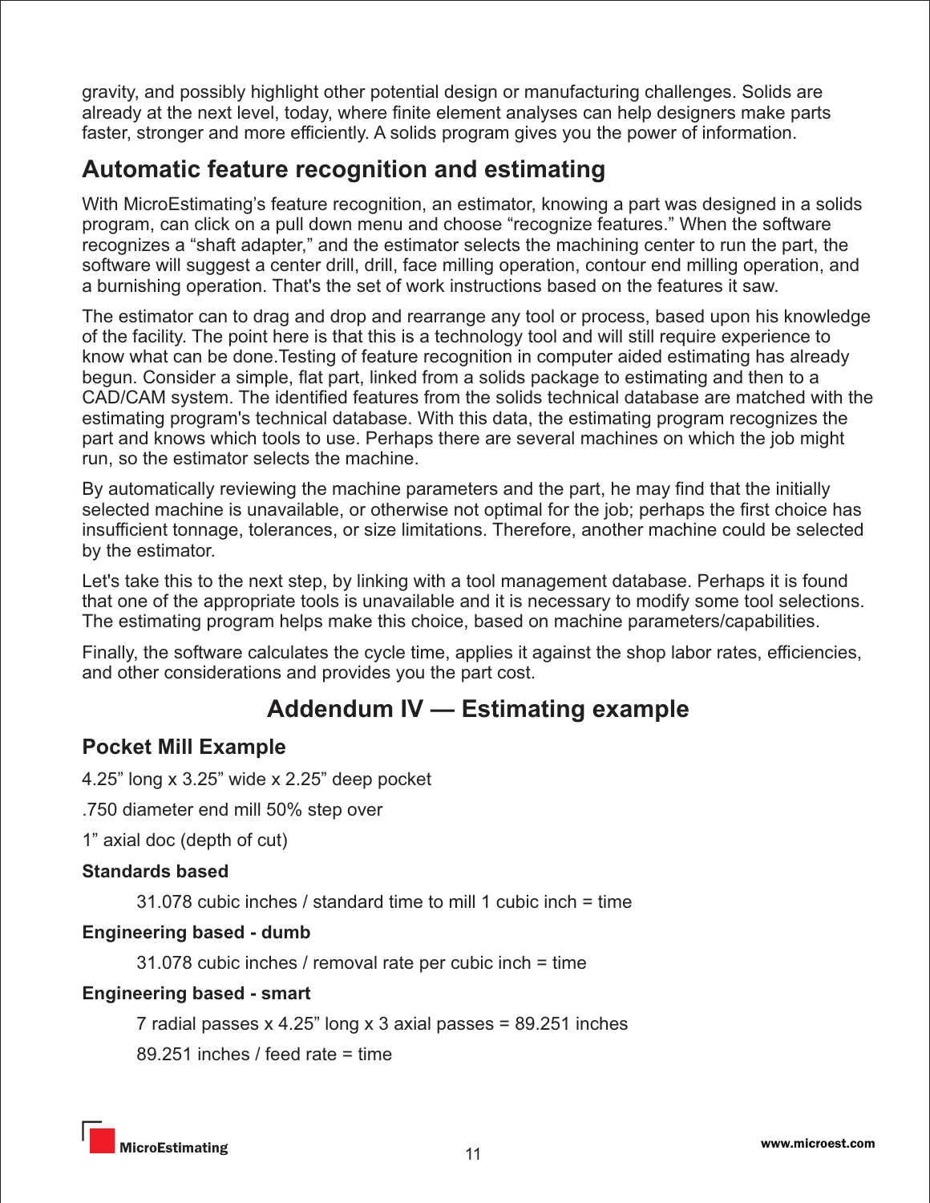gravity, and possibly highlight other potential design or manufacturing challenges. Solids are already at the next level, today, where finite element analyses can help designers make parts faster, stronger and more efficiently. A solids program gives you the power of information.

## Automatic feature recognition and estimating

With MicroEstimating's feature recognition, an estimator, knowing a part was designed in a solids program, can click on a pull down menu and choose "recognize features." When the software recognizes a "shaft adapter," and the estimator selects the machining center to run the part, the software will suggest a center drill, drill, face milling operation, contour end milling operation, and a burnishing operation. That's the set of work instructions based on the features it saw.

The estimator can to drag and drop and rearrange any tool or process, based upon his knowledge of the facility. The point here is that this is a technology tool and will still require experience to know what can be done.Testing of feature recognition in computer aided estimating has already begun. Consider a simple, flat part, linked from a solids package to estimating and then to a CAD/CAM system. The identified features from the solids technical database are matched with the estimating program's technical database. With this data, the estimating program recognizes the part and knows which tools to use. Perhaps there are several machines on which the job might run, so the estimator selects the machine.

By automatically reviewing the machine parameters and the part, he may find that the initially selected machine is unavailable, or otherwise not optimal for the job; perhaps the first choice has insufficient tonnage, tolerances, or size limitations. Therefore, another machine could be selected by the estimator.

Let's take this to the next step, by linking with a tool management database. Perhaps it is found that one of the appropriate tools is unavailable and it is necessary to modify some tool selections. The estimating program helps make this choice, based on machine parameters/capabilities.

Finally, the software calculates the cycle time, applies it against the shop labor rates, efficiencies, and other considerations and provides you the part cost.

# Addendum IV — Estimating example

## Pocket Mill Example

4.25" long x 3.25" wide x 2.25" deep pocket

.750 diameter end mill 50% step over

1" axial doc (depth of cut)

**Standards based**

31.078 cubic inches / standard time to mill 1 cubic inch = time

**Engineering based - dumb**

31.078 cubic inches / removal rate per cubic inch = time

**Engineering based - smart**

7 radial passes x 4.25" long x 3 axial passes = 89.251 inches

89.251 inches / feed rate = time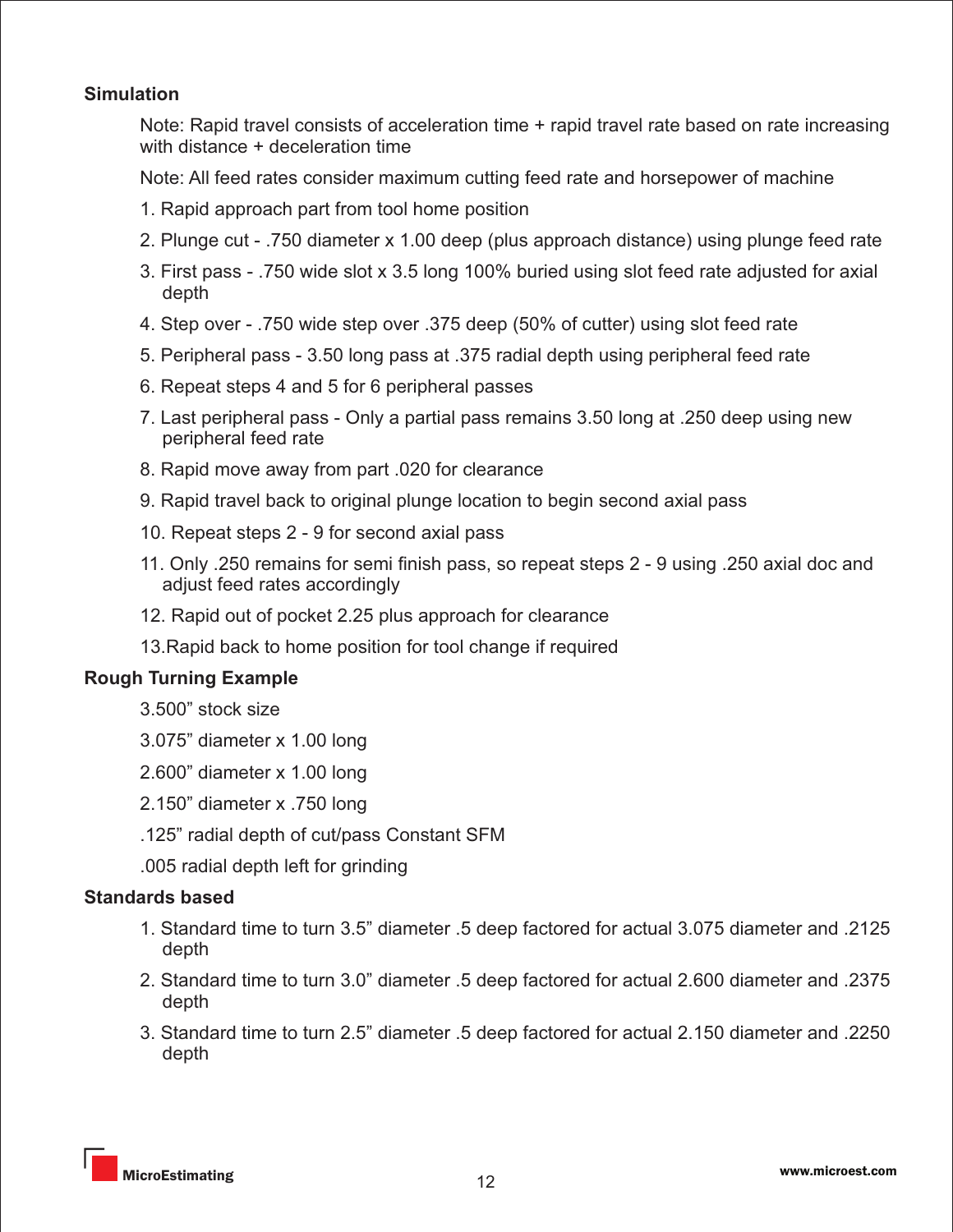**Simulation**

Note: Rapid travel consists of acceleration time + rapid travel rate based on rate increasing with distance + deceleration time

Note: All feed rates consider maximum cutting feed rate and horsepower of machine

1. Rapid approach part from tool home position
2. Plunge cut - .750 diameter x 1.00 deep (plus approach distance) using plunge feed rate
3. First pass - .750 wide slot x 3.5 long 100% buried using slot feed rate adjusted for axial depth
4. Step over - .750 wide step over .375 deep (50% of cutter) using slot feed rate
5. Peripheral pass - 3.50 long pass at .375 radial depth using peripheral feed rate
6. Repeat steps 4 and 5 for 6 peripheral passes
7. Last peripheral pass - Only a partial pass remains 3.50 long at .250 deep using new peripheral feed rate
8. Rapid move away from part .020 for clearance
9. Rapid travel back to original plunge location to begin second axial pass
10. Repeat steps 2 - 9 for second axial pass
11. Only .250 remains for semi finish pass, so repeat steps 2 - 9 using .250 axial doc and adjust feed rates accordingly
12. Rapid out of pocket 2.25 plus approach for clearance
13. Rapid back to home position for tool change if required

**Rough Turning Example**

3.500" stock size

3.075" diameter x 1.00 long

2.600" diameter x 1.00 long

2.150" diameter x .750 long

.125" radial depth of cut/pass Constant SFM

.005 radial depth left for grinding

**Standards based**

1. Standard time to turn 3.5" diameter .5 deep factored for actual 3.075 diameter and .2125 depth
2. Standard time to turn 3.0" diameter .5 deep factored for actual 2.600 diameter and .2375 depth
3. Standard time to turn 2.5" diameter .5 deep factored for actual 2.150 diameter and .2250 depth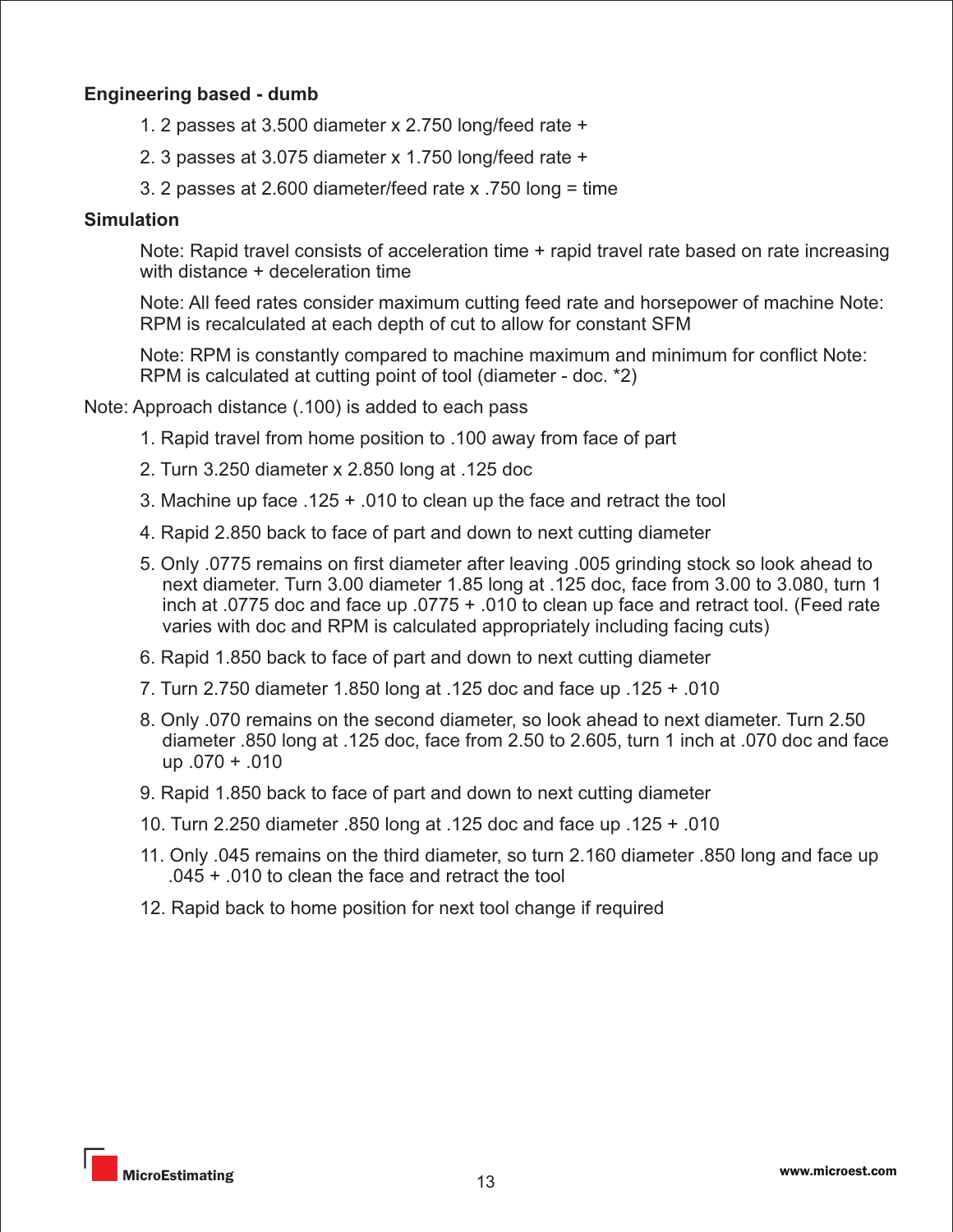**Engineering based - dumb**

1. 2 passes at 3.500 diameter x 2.750 long/feed rate +
2. 3 passes at 3.075 diameter x 1.750 long/feed rate +
3. 2 passes at 2.600 diameter/feed rate x .750 long = time

**Simulation**

Note: Rapid travel consists of acceleration time + rapid travel rate based on rate increasing with distance + deceleration time

Note: All feed rates consider maximum cutting feed rate and horsepower of machine Note: RPM is recalculated at each depth of cut to allow for constant SFM

Note: RPM is constantly compared to machine maximum and minimum for conflict Note: RPM is calculated at cutting point of tool (diameter - doc. *2)

Note: Approach distance (.100) is added to each pass

1. Rapid travel from home position to .100 away from face of part
2. Turn 3.250 diameter x 2.850 long at .125 doc
3. Machine up face .125 + .010 to clean up the face and retract the tool
4. Rapid 2.850 back to face of part and down to next cutting diameter
5. Only .0775 remains on first diameter after leaving .005 grinding stock so look ahead to next diameter. Turn 3.00 diameter 1.85 long at .125 doc, face from 3.00 to 3.080, turn 1 inch at .0775 doc and face up .0775 + .010 to clean up face and retract tool. (Feed rate varies with doc and RPM is calculated appropriately including facing cuts)
6. Rapid 1.850 back to face of part and down to next cutting diameter
7. Turn 2.750 diameter 1.850 long at .125 doc and face up .125 + .010
8. Only .070 remains on the second diameter, so look ahead to next diameter. Turn 2.50 diameter .850 long at .125 doc, face from 2.50 to 2.605, turn 1 inch at .070 doc and face up .070 + .010
9. Rapid 1.850 back to face of part and down to next cutting diameter
10. Turn 2.250 diameter .850 long at .125 doc and face up .125 + .010
11. Only .045 remains on the third diameter, so turn 2.160 diameter .850 long and face up .045 + .010 to clean the face and retract the tool
12. Rapid back to home position for next tool change if required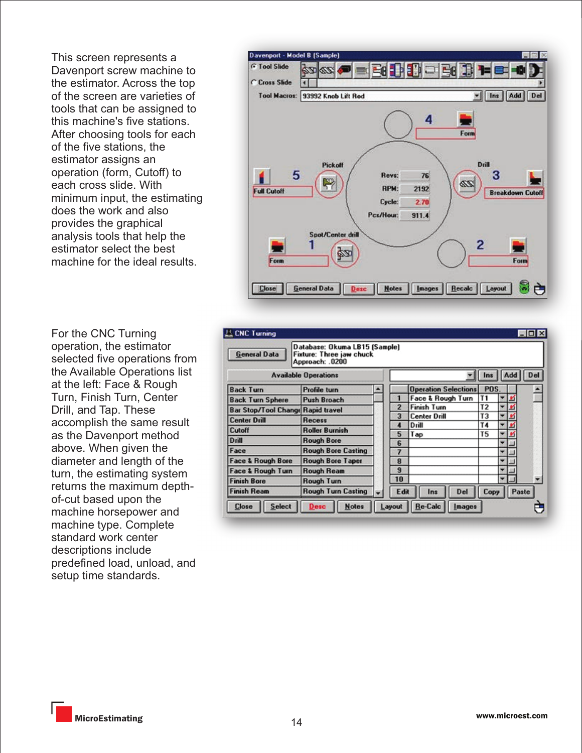This screen represents a Davenport screw machine to the estimator. Across the top of the screen are varieties of tools that can be assigned to this machine's five stations. After choosing tools for each of the five stations, the estimator assigns an operation (form, Cutoff) to each cross slide. With minimum input, the estimating does the work and also provides the graphical analysis tools that help the estimator select the best machine for the ideal results.

For the CNC Turning operation, the estimator selected five operations from the Available Operations list at the left: Face & Rough Turn, Finish Turn, Center Drill, and Tap. These accomplish the same result as the Davenport method above. When given the diameter and length of the turn, the estimating system returns the maximum depth-of-cut based upon the machine horsepower and machine type. Complete standard work center descriptions include predefined load, unload, and setup time standards.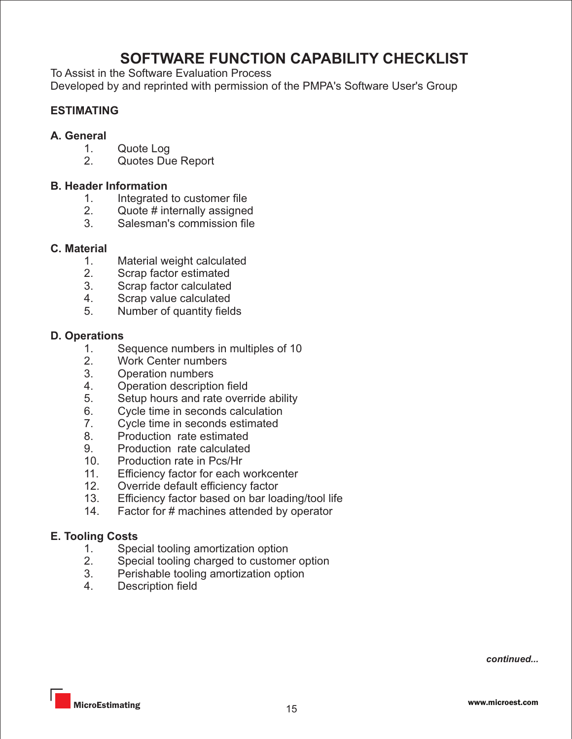# SOFTWARE FUNCTION CAPABILITY CHECKLIST

To Assist in the Software Evaluation Process
Developed by and reprinted with permission of the PMPA's Software User's Group

## ESTIMATING

### A. General

1. Quote Log
2. Quotes Due Report

### B. Header Information

1. Integrated to customer file
2. Quote # internally assigned
3. Salesman's commission file

### C. Material

1. Material weight calculated
2. Scrap factor estimated
3. Scrap factor calculated
4. Scrap value calculated
5. Number of quantity fields

### D. Operations

1. Sequence numbers in multiples of 10
2. Work Center numbers
3. Operation numbers
4. Operation description field
5. Setup hours and rate override ability
6. Cycle time in seconds calculation
7. Cycle time in seconds estimated
8. Production rate estimated
9. Production rate calculated
10. Production rate in Pcs/Hr
11. Efficiency factor for each workcenter
12. Override default efficiency factor
13. Efficiency factor based on bar loading/tool life
14. Factor for # machines attended by operator

### E. Tooling Costs

1. Special tooling amortization option
2. Special tooling charged to customer option
3. Perishable tooling amortization option
4. Description field

*continued...*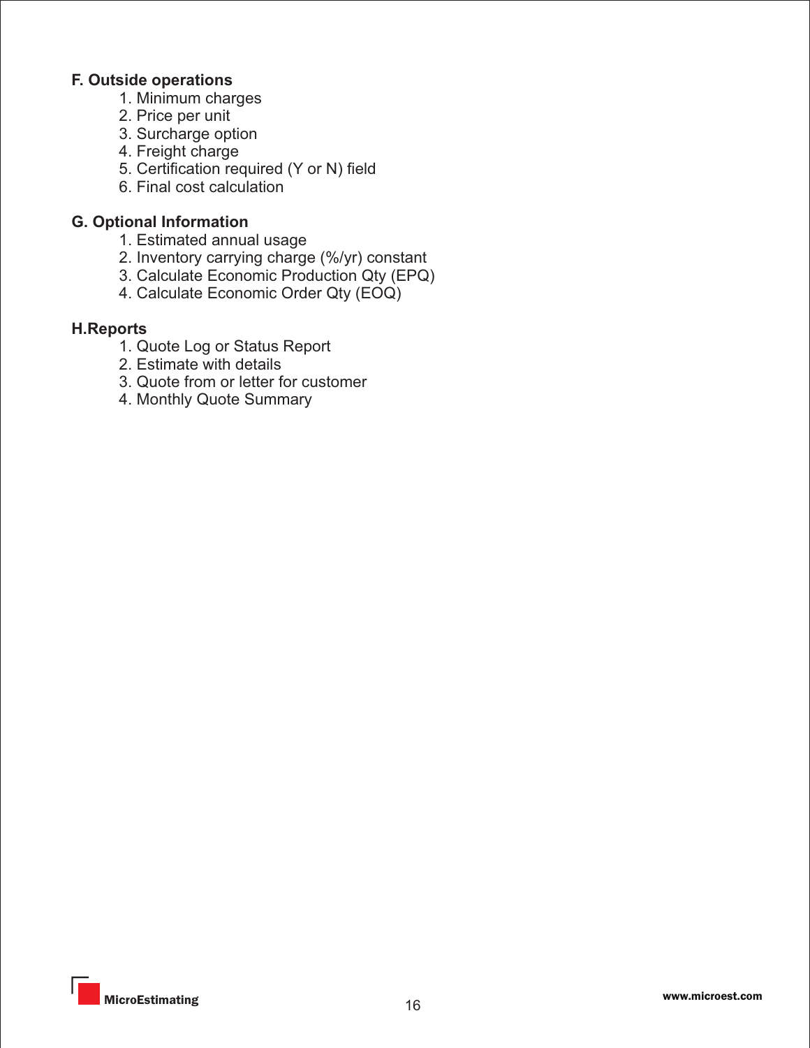**F. Outside operations**

1. Minimum charges
2. Price per unit
3. Surcharge option
4. Freight charge
5. Certification required (Y or N) field
6. Final cost calculation

**G. Optional Information**

1. Estimated annual usage
2. Inventory carrying charge (%/yr) constant
3. Calculate Economic Production Qty (EPQ)
4. Calculate Economic Order Qty (EOQ)

**H.Reports**

1. Quote Log or Status Report
2. Estimate with details
3. Quote from or letter for customer
4. Monthly Quote Summary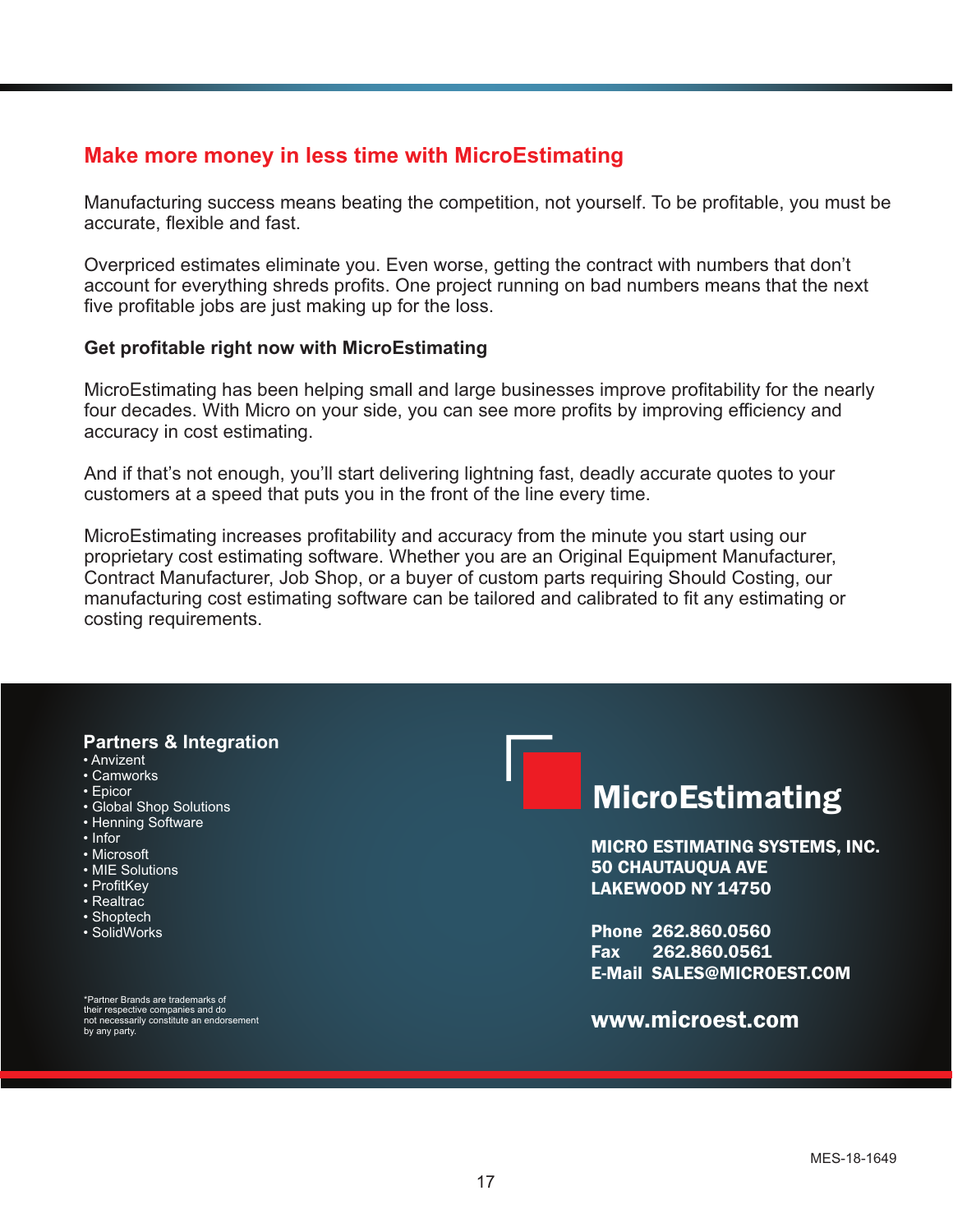## Make more money in less time with MicroEstimating

Manufacturing success means beating the competition, not yourself. To be profitable, you must be accurate, flexible and fast.

Overpriced estimates eliminate you. Even worse, getting the contract with numbers that don't account for everything shreds profits. One project running on bad numbers means that the next five profitable jobs are just making up for the loss.

### Get profitable right now with MicroEstimating

MicroEstimating has been helping small and large businesses improve profitability for the nearly four decades. With Micro on your side, you can see more profits by improving efficiency and accuracy in cost estimating.

And if that's not enough, you'll start delivering lightning fast, deadly accurate quotes to your customers at a speed that puts you in the front of the line every time.

MicroEstimating increases profitability and accuracy from the minute you start using our proprietary cost estimating software. Whether you are an Original Equipment Manufacturer, Contract Manufacturer, Job Shop, or a buyer of custom parts requiring Should Costing, our manufacturing cost estimating software can be tailored and calibrated to fit any estimating or costing requirements.

### Partners & Integration

- Anvizent
- Camworks
- Epicor
- Global Shop Solutions
- Henning Software
- Infor
- Microsoft
- MIE Solutions
- ProfitKey
- Realtrac
- Shoptech
- SolidWorks

*Partner Brands are trademarks of their respective companies and do not necessarily constitute an endorsement by any party.

## MicroEstimating

**MICRO ESTIMATING SYSTEMS, INC.**
**50 CHAUTAUQUA AVE**
**LAKEWOOD NY 14750**

**Phone** 262.860.0560
**Fax** 262.860.0561
**E-Mail** SALES@MICROEST.COM

**www.microest.com**

MES-18-1649